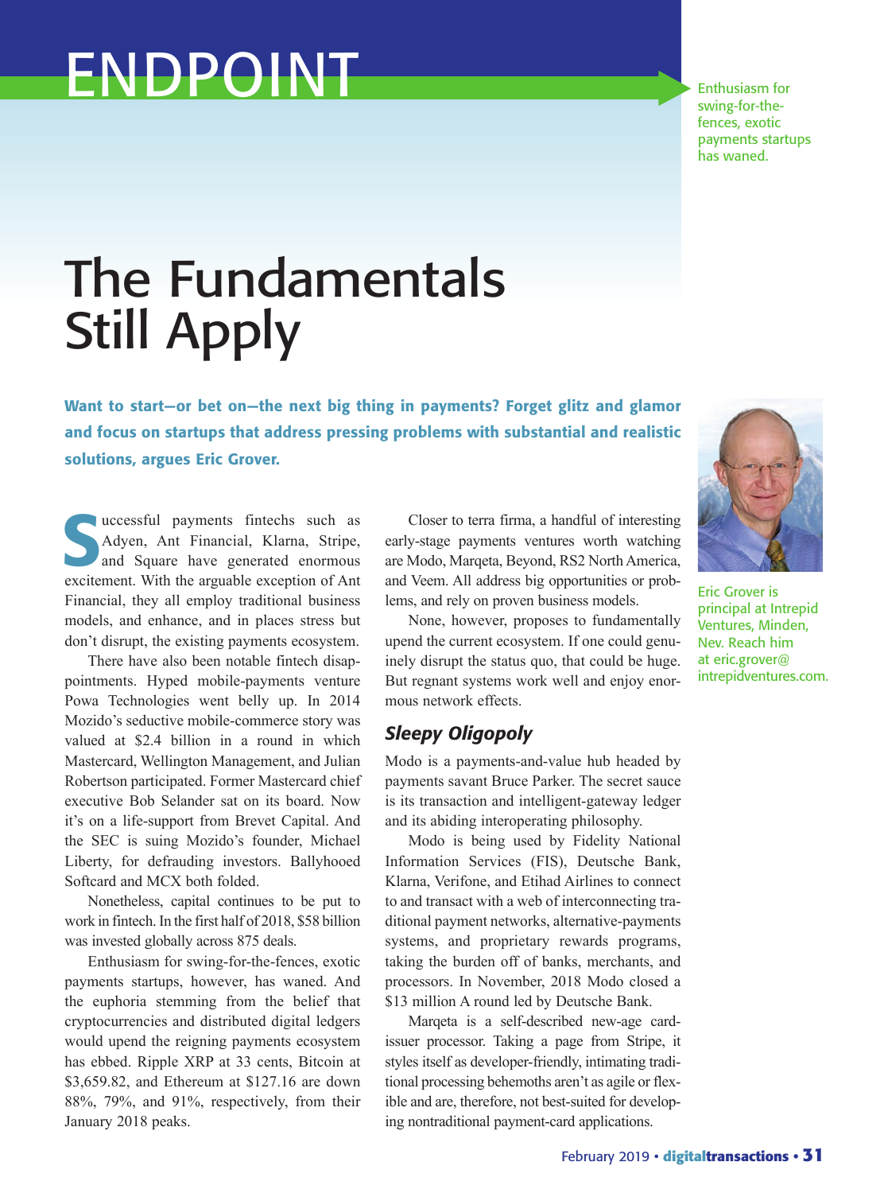ENDPOINT

Enthusiasm for swing-for-the-fences, exotic payments startups has waned.

# The Fundamentals Still Apply

**Want to start—or bet on—the next big thing in payments? Forget glitz and glamor and focus on startups that address pressing problems with substantial and realistic solutions, argues Eric Grover.**

Eric Grover is principal at Intrepid Ventures, Minden, Nev. Reach him at eric.grover@intrepidventures.com.

Successful payments fintechs such as Adyen, Ant Financial, Klarna, Stripe, and Square have generated enormous excitement. With the arguable exception of Ant Financial, they all employ traditional business models, and enhance, and in places stress but don't disrupt, the existing payments ecosystem.

There have also been notable fintech disappointments. Hyped mobile-payments venture Powa Technologies went belly up. In 2014 Mozido's seductive mobile-commerce story was valued at $2.4 billion in a round in which Mastercard, Wellington Management, and Julian Robertson participated. Former Mastercard chief executive Bob Selander sat on its board. Now it's on a life-support from Brevet Capital. And the SEC is suing Mozido's founder, Michael Liberty, for defrauding investors. Ballyhooed Softcard and MCX both folded.

Nonetheless, capital continues to be put to work in fintech. In the first half of 2018, $58 billion was invested globally across 875 deals.

Enthusiasm for swing-for-the-fences, exotic payments startups, however, has waned. And the euphoria stemming from the belief that cryptocurrencies and distributed digital ledgers would upend the reigning payments ecosystem has ebbed. Ripple XRP at 33 cents, Bitcoin at $3,659.82, and Ethereum at $127.16 are down 88%, 79%, and 91%, respectively, from their January 2018 peaks.

Closer to terra firma, a handful of interesting early-stage payments ventures worth watching are Modo, Marqeta, Beyond, RS2 North America, and Veem. All address big opportunities or problems, and rely on proven business models.

None, however, proposes to fundamentally upend the current ecosystem. If one could genuinely disrupt the status quo, that could be huge. But regnant systems work well and enjoy enormous network effects.

## *Sleepy Oligopoly*

Modo is a payments-and-value hub headed by payments savant Bruce Parker. The secret sauce is its transaction and intelligent-gateway ledger and its abiding interoperating philosophy.

Modo is being used by Fidelity National Information Services (FIS), Deutsche Bank, Klarna, Verifone, and Etihad Airlines to connect to and transact with a web of interconnecting traditional payment networks, alternative-payments systems, and proprietary rewards programs, taking the burden off of banks, merchants, and processors. In November, 2018 Modo closed a $13 million A round led by Deutsche Bank.

Marqeta is a self-described new-age card-issuer processor. Taking a page from Stripe, it styles itself as developer-friendly, intimating traditional processing behemoths aren't as agile or flexible and are, therefore, not best-suited for developing nontraditional payment-card applications.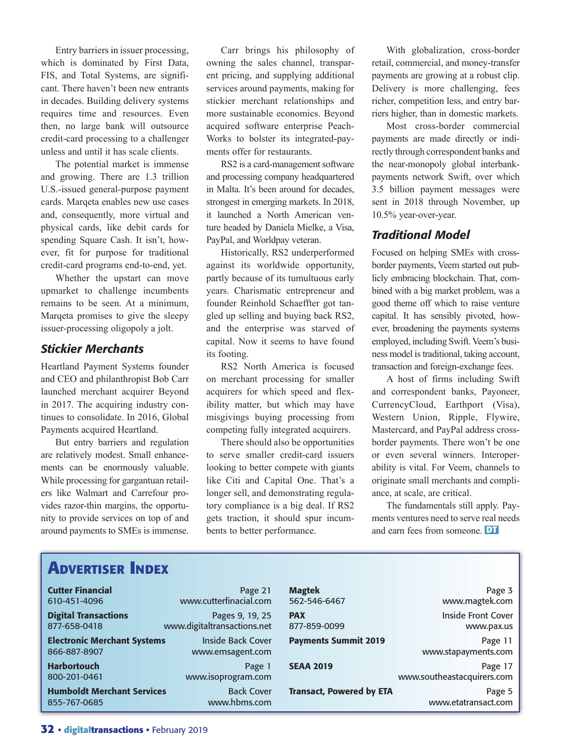Entry barriers in issuer processing, which is dominated by First Data, FIS, and Total Systems, are significant. There haven't been new entrants in decades. Building delivery systems requires time and resources. Even then, no large bank will outsource credit-card processing to a challenger unless and until it has scale clients.

The potential market is immense and growing. There are 1.3 trillion U.S.-issued general-purpose payment cards. Marqeta enables new use cases and, consequently, more virtual and physical cards, like debit cards for spending Square Cash. It isn't, however, fit for purpose for traditional credit-card programs end-to-end, yet.

Whether the upstart can move upmarket to challenge incumbents remains to be seen. At a minimum, Marqeta promises to give the sleepy issuer-processing oligopoly a jolt.

## Stickier Merchants

Heartland Payment Systems founder and CEO and philanthropist Bob Carr launched merchant acquirer Beyond in 2017. The acquiring industry continues to consolidate. In 2016, Global Payments acquired Heartland.

But entry barriers and regulation are relatively modest. Small enhancements can be enormously valuable. While processing for gargantuan retailers like Walmart and Carrefour provides razor-thin margins, the opportunity to provide services on top of and around payments to SMEs is immense.

Carr brings his philosophy of owning the sales channel, transparent pricing, and supplying additional services around payments, making for stickier merchant relationships and more sustainable economics. Beyond acquired software enterprise PeachWorks to bolster its integrated-payments offer for restaurants.

RS2 is a card-management software and processing company headquartered in Malta. It's been around for decades, strongest in emerging markets. In 2018, it launched a North American venture headed by Daniela Mielke, a Visa, PayPal, and Worldpay veteran.

Historically, RS2 underperformed against its worldwide opportunity, partly because of its tumultuous early years. Charismatic entrepreneur and founder Reinhold Schaeffter got tangled up selling and buying back RS2, and the enterprise was starved of capital. Now it seems to have found its footing.

RS2 North America is focused on merchant processing for smaller acquirers for which speed and flexibility matter, but which may have misgivings buying processing from competing fully integrated acquirers.

There should also be opportunities to serve smaller credit-card issuers looking to better compete with giants like Citi and Capital One. That's a longer sell, and demonstrating regulatory compliance is a big deal. If RS2 gets traction, it should spur incumbents to better performance.

With globalization, cross-border retail, commercial, and money-transfer payments are growing at a robust clip. Delivery is more challenging, fees richer, competition less, and entry barriers higher, than in domestic markets.

Most cross-border commercial payments are made directly or indirectly through correspondent banks and the near-monopoly global interbank-payments network Swift, over which 3.5 billion payment messages were sent in 2018 through November, up 10.5% year-over-year.

## Traditional Model

Focused on helping SMEs with cross-border payments, Veem started out publicly embracing blockchain. That, combined with a big market problem, was a good theme off which to raise venture capital. It has sensibly pivoted, however, broadening the payments systems employed, including Swift. Veem's business model is traditional, taking account, transaction and foreign-exchange fees.

A host of firms including Swift and correspondent banks, Payoneer, CurrencyCloud, Earthport (Visa), Western Union, Ripple, Flywire, Mastercard, and PayPal address cross-border payments. There won't be one or even several winners. Interoperability is vital. For Veem, channels to originate small merchants and compliance, at scale, are critical.

The fundamentals still apply. Payments ventures need to serve real needs and earn fees from someone. DT

## Advertiser Index

| | | | |
|---|---|---|---|
| **Cutter Financial** 610-451-4096 | Page 21 www.cutterfinacial.com | **Magtek** 562-546-6467 | Page 3 www.magtek.com |
| **Digital Transactions** 877-658-0418 | Pages 9, 19, 25 www.digitaltransactions.net | **PAX** 877-859-0099 | Inside Front Cover www.pax.us |
| **Electronic Merchant Systems** 866-887-8907 | Inside Back Cover www.emsagent.com | **Payments Summit 2019** | Page 11 www.stapayments.com |
| **Harbortouch** 800-201-0461 | Page 1 www.isoprogram.com | **SEAA 2019** | Page 17 www.southeastacquirers.com |
| **Humboldt Merchant Services** 855-767-0685 | Back Cover www.hbms.com | **Transact, Powered by ETA** | Page 5 www.etatransact.com |